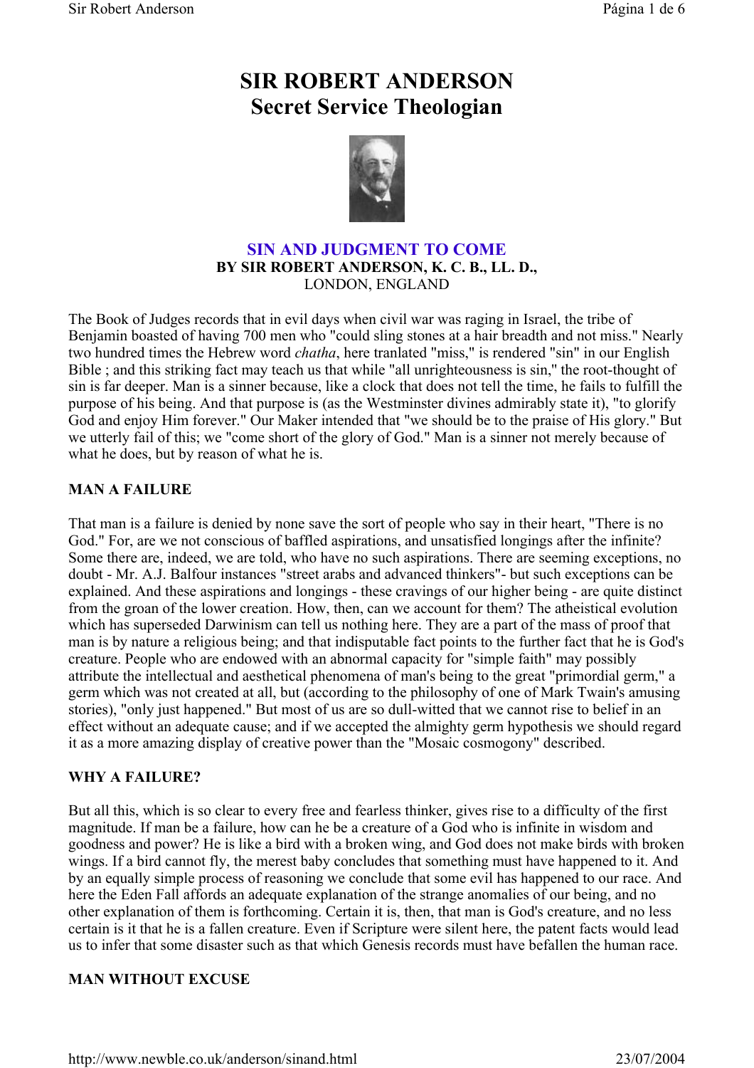# SIR ROBERT ANDERSON
# Secret Service Theologian

## SIN AND JUDGMENT TO COME

**BY SIR ROBERT ANDERSON, K. C. B., LL. D.,**
LONDON, ENGLAND

The Book of Judges records that in evil days when civil war was raging in Israel, the tribe of Benjamin boasted of having 700 men who "could sling stones at a hair breadth and not miss." Nearly two hundred times the Hebrew word *chatha*, here tranlated "miss," is rendered "sin" in our English Bible ; and this striking fact may teach us that while "all unrighteousness is sin," the root-thought of sin is far deeper. Man is a sinner because, like a clock that does not tell the time, he fails to fulfill the purpose of his being. And that purpose is (as the Westminster divines admirably state it), "to glorify God and enjoy Him forever." Our Maker intended that "we should be to the praise of His glory." But we utterly fail of this; we "come short of the glory of God." Man is a sinner not merely because of what he does, but by reason of what he is.

### MAN A FAILURE

That man is a failure is denied by none save the sort of people who say in their heart, "There is no God." For, are we not conscious of baffled aspirations, and unsatisfied longings after the infinite? Some there are, indeed, we are told, who have no such aspirations. There are seeming exceptions, no doubt - Mr. A.J. Balfour instances "street arabs and advanced thinkers"- but such exceptions can be explained. And these aspirations and longings - these cravings of our higher being - are quite distinct from the groan of the lower creation. How, then, can we account for them? The atheistical evolution which has superseded Darwinism can tell us nothing here. They are a part of the mass of proof that man is by nature a religious being; and that indisputable fact points to the further fact that he is God's creature. People who are endowed with an abnormal capacity for "simple faith" may possibly attribute the intellectual and aesthetical phenomena of man's being to the great "primordial germ," a germ which was not created at all, but (according to the philosophy of one of Mark Twain's amusing stories), "only just happened." But most of us are so dull-witted that we cannot rise to belief in an effect without an adequate cause; and if we accepted the almighty germ hypothesis we should regard it as a more amazing display of creative power than the "Mosaic cosmogony" described.

### WHY A FAILURE?

But all this, which is so clear to every free and fearless thinker, gives rise to a difficulty of the first magnitude. If man be a failure, how can he be a creature of a God who is infinite in wisdom and goodness and power? He is like a bird with a broken wing, and God does not make birds with broken wings. If a bird cannot fly, the merest baby concludes that something must have happened to it. And by an equally simple process of reasoning we conclude that some evil has happened to our race. And here the Eden Fall affords an adequate explanation of the strange anomalies of our being, and no other explanation of them is forthcoming. Certain it is, then, that man is God's creature, and no less certain is it that he is a fallen creature. Even if Scripture were silent here, the patent facts would lead us to infer that some disaster such as that which Genesis records must have befallen the human race.

### MAN WITHOUT EXCUSE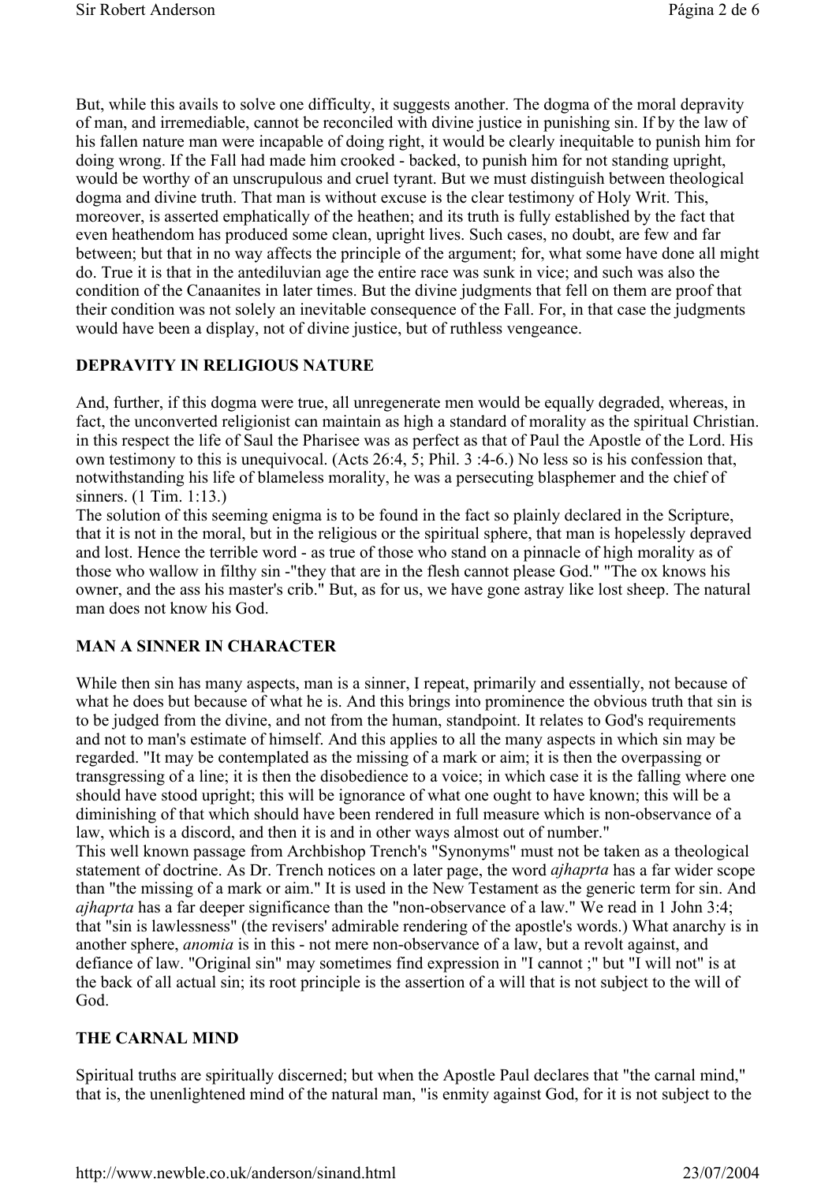But, while this avails to solve one difficulty, it suggests another. The dogma of the moral depravity of man, and irremediable, cannot be reconciled with divine justice in punishing sin. If by the law of his fallen nature man were incapable of doing right, it would be clearly inequitable to punish him for doing wrong. If the Fall had made him crooked - backed, to punish him for not standing upright, would be worthy of an unscrupulous and cruel tyrant. But we must distinguish between theological dogma and divine truth. That man is without excuse is the clear testimony of Holy Writ. This, moreover, is asserted emphatically of the heathen; and its truth is fully established by the fact that even heathendom has produced some clean, upright lives. Such cases, no doubt, are few and far between; but that in no way affects the principle of the argument; for, what some have done all might do. True it is that in the antediluvian age the entire race was sunk in vice; and such was also the condition of the Canaanites in later times. But the divine judgments that fell on them are proof that their condition was not solely an inevitable consequence of the Fall. For, in that case the judgments would have been a display, not of divine justice, but of ruthless vengeance.

**DEPRAVITY IN RELIGIOUS NATURE**

And, further, if this dogma were true, all unregenerate men would be equally degraded, whereas, in fact, the unconverted religionist can maintain as high a standard of morality as the spiritual Christian. in this respect the life of Saul the Pharisee was as perfect as that of Paul the Apostle of the Lord. His own testimony to this is unequivocal. (Acts 26:4, 5; Phil. 3 :4-6.) No less so is his confession that, notwithstanding his life of blameless morality, he was a persecuting blasphemer and the chief of sinners. (1 Tim. 1:13.)

The solution of this seeming enigma is to be found in the fact so plainly declared in the Scripture, that it is not in the moral, but in the religious or the spiritual sphere, that man is hopelessly depraved and lost. Hence the terrible word - as true of those who stand on a pinnacle of high morality as of those who wallow in filthy sin -"they that are in the flesh cannot please God." "The ox knows his owner, and the ass his master's crib." But, as for us, we have gone astray like lost sheep. The natural man does not know his God.

**MAN A SINNER IN CHARACTER**

While then sin has many aspects, man is a sinner, I repeat, primarily and essentially, not because of what he does but because of what he is. And this brings into prominence the obvious truth that sin is to be judged from the divine, and not from the human, standpoint. It relates to God's requirements and not to man's estimate of himself. And this applies to all the many aspects in which sin may be regarded. "It may be contemplated as the missing of a mark or aim; it is then the overpassing or transgressing of a line; it is then the disobedience to a voice; in which case it is the falling where one should have stood upright; this will be ignorance of what one ought to have known; this will be a diminishing of that which should have been rendered in full measure which is non-observance of a law, which is a discord, and then it is and in other ways almost out of number."

This well known passage from Archbishop Trench's "Synonyms" must not be taken as a theological statement of doctrine. As Dr. Trench notices on a later page, the word *ajhaprta* has a far wider scope than "the missing of a mark or aim." It is used in the New Testament as the generic term for sin. And *ajhaprta* has a far deeper significance than the "non-observance of a law." We read in 1 John 3:4; that "sin is lawlessness" (the revisers' admirable rendering of the apostle's words.) What anarchy is in another sphere, *anomia* is in this - not mere non-observance of a law, but a revolt against, and defiance of law. "Original sin" may sometimes find expression in "I cannot ;" but "I will not" is at the back of all actual sin; its root principle is the assertion of a will that is not subject to the will of God.

**THE CARNAL MIND**

Spiritual truths are spiritually discerned; but when the Apostle Paul declares that "the carnal mind," that is, the unenlightened mind of the natural man, "is enmity against God, for it is not subject to the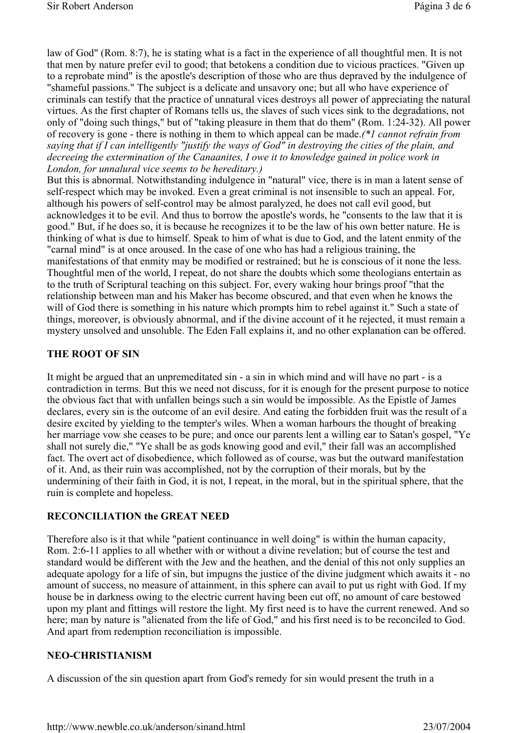law of God" (Rom. 8:7), he is stating what is a fact in the experience of all thoughtful men. It is not that men by nature prefer evil to good; that betokens a condition due to vicious practices. "Given up to a reprobate mind" is the apostle's description of those who are thus depraved by the indulgence of "shameful passions." The subject is a delicate and unsavory one; but all who have experience of criminals can testify that the practice of unnatural vices destroys all power of appreciating the natural virtues. As the first chapter of Romans tells us, the slaves of such vices sink to the degradations, not only of "doing such things," but of "taking pleasure in them that do them" (Rom. 1:24-32). All power of recovery is gone - there is nothing in them to which appeal can be made.*(*1 cannot refrain from saying that if I can intelligently "justify the ways of God" in destroying the cities of the plain, and decreeing the extermination of the Canaanites, I owe it to knowledge gained in police work in London, for unnalural vice seems to be hereditary.)*

But this is abnormal. Notwithstanding indulgence in "natural" vice, there is in man a latent sense of self-respect which may be invoked. Even a great criminal is not insensible to such an appeal. For, although his powers of self-control may be almost paralyzed, he does not call evil good, but acknowledges it to be evil. And thus to borrow the apostle's words, he "consents to the law that it is good." But, if he does so, it is because he recognizes it to be the law of his own better nature. He is thinking of what is due to himself. Speak to him of what is due to God, and the latent enmity of the "carnal mind" is at once aroused. In the case of one who has had a religious training, the manifestations of that enmity may be modified or restrained; but he is conscious of it none the less. Thoughtful men of the world, I repeat, do not share the doubts which some theologians entertain as to the truth of Scriptural teaching on this subject. For, every waking hour brings proof "that the relationship between man and his Maker has become obscured, and that even when he knows the will of God there is something in his nature which prompts him to rebel against it." Such a state of things, moreover, is obviously abnormal, and if the divine account of it he rejected, it must remain a mystery unsolved and unsoluble. The Eden Fall explains it, and no other explanation can be offered.

## THE ROOT OF SIN

It might be argued that an unpremeditated sin - a sin in which mind and will have no part - is a contradiction in terms. But this we need not discuss, for it is enough for the present purpose to notice the obvious fact that with unfallen beings such a sin would be impossible. As the Epistle of James declares, every sin is the outcome of an evil desire. And eating the forbidden fruit was the result of a desire excited by yielding to the tempter's wiles. When a woman harbours the thought of breaking her marriage vow she ceases to be pure; and once our parents lent a willing ear to Satan's gospel, "Ye shall not surely die," "Ye shall be as gods knowing good and evil," their fall was an accomplished fact. The overt act of disobedience, which followed as of course, was but the outward manifestation of it. And, as their ruin was accomplished, not by the corruption of their morals, but by the undermining of their faith in God, it is not, I repeat, in the moral, but in the spiritual sphere, that the ruin is complete and hopeless.

## RECONCILIATION the GREAT NEED

Therefore also is it that while "patient continuance in well doing" is within the human capacity, Rom. 2:6-11 applies to all whether with or without a divine revelation; but of course the test and standard would be different with the Jew and the heathen, and the denial of this not only supplies an adequate apology for a life of sin, but impugns the justice of the divine judgment which awaits it - no amount of success, no measure of attainment, in this sphere can avail to put us right with God. If my house be in darkness owing to the electric current having been cut off, no amount of care bestowed upon my plant and fittings will restore the light. My first need is to have the current renewed. And so here; man by nature is "alienated from the life of God," and his first need is to be reconciled to God. And apart from redemption reconciliation is impossible.

## NEO-CHRISTIANISM

A discussion of the sin question apart from God's remedy for sin would present the truth in a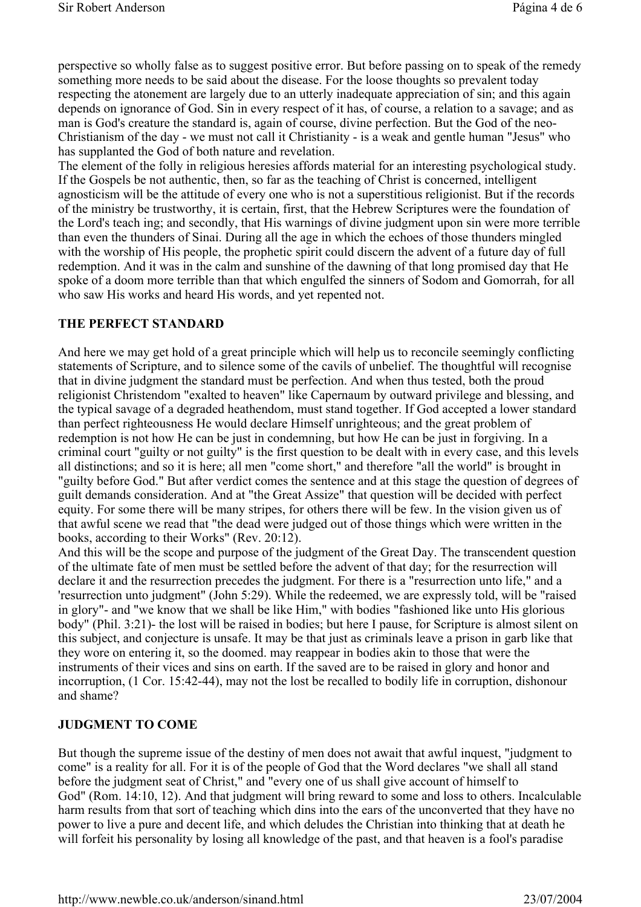perspective so wholly false as to suggest positive error. But before passing on to speak of the remedy something more needs to be said about the disease. For the loose thoughts so prevalent today respecting the atonement are largely due to an utterly inadequate appreciation of sin; and this again depends on ignorance of God. Sin in every respect of it has, of course, a relation to a savage; and as man is God's creature the standard is, again of course, divine perfection. But the God of the neo-Christianism of the day - we must not call it Christianity - is a weak and gentle human "Jesus" who has supplanted the God of both nature and revelation.

The element of the folly in religious heresies affords material for an interesting psychological study. If the Gospels be not authentic, then, so far as the teaching of Christ is concerned, intelligent agnosticism will be the attitude of every one who is not a superstitious religionist. But if the records of the ministry be trustworthy, it is certain, first, that the Hebrew Scriptures were the foundation of the Lord's teach ing; and secondly, that His warnings of divine judgment upon sin were more terrible than even the thunders of Sinai. During all the age in which the echoes of those thunders mingled with the worship of His people, the prophetic spirit could discern the advent of a future day of full redemption. And it was in the calm and sunshine of the dawning of that long promised day that He spoke of a doom more terrible than that which engulfed the sinners of Sodom and Gomorrah, for all who saw His works and heard His words, and yet repented not.

## THE PERFECT STANDARD

And here we may get hold of a great principle which will help us to reconcile seemingly conflicting statements of Scripture, and to silence some of the cavils of unbelief. The thoughtful will recognise that in divine judgment the standard must be perfection. And when thus tested, both the proud religionist Christendom "exalted to heaven" like Capernaum by outward privilege and blessing, and the typical savage of a degraded heathendom, must stand together. If God accepted a lower standard than perfect righteousness He would declare Himself unrighteous; and the great problem of redemption is not how He can be just in condemning, but how He can be just in forgiving. In a criminal court "guilty or not guilty" is the first question to be dealt with in every case, and this levels all distinctions; and so it is here; all men "come short," and therefore "all the world" is brought in "guilty before God." But after verdict comes the sentence and at this stage the question of degrees of guilt demands consideration. And at "the Great Assize" that question will be decided with perfect equity. For some there will be many stripes, for others there will be few. In the vision given us of that awful scene we read that "the dead were judged out of those things which were written in the books, according to their Works" (Rev. 20:12).

And this will be the scope and purpose of the judgment of the Great Day. The transcendent question of the ultimate fate of men must be settled before the advent of that day; for the resurrection will declare it and the resurrection precedes the judgment. For there is a "resurrection unto life," and a 'resurrection unto judgment" (John 5:29). While the redeemed, we are expressly told, will be "raised in glory"- and "we know that we shall be like Him," with bodies "fashioned like unto His glorious body" (Phil. 3:21)- the lost will be raised in bodies; but here I pause, for Scripture is almost silent on this subject, and conjecture is unsafe. It may be that just as criminals leave a prison in garb like that they wore on entering it, so the doomed. may reappear in bodies akin to those that were the instruments of their vices and sins on earth. If the saved are to be raised in glory and honor and incorruption, (1 Cor. 15:42-44), may not the lost be recalled to bodily life in corruption, dishonour and shame?

## JUDGMENT TO COME

But though the supreme issue of the destiny of men does not await that awful inquest, "judgment to come" is a reality for all. For it is of the people of God that the Word declares "we shall all stand before the judgment seat of Christ," and "every one of us shall give account of himself to God" (Rom. 14:10, 12). And that judgment will bring reward to some and loss to others. Incalculable harm results from that sort of teaching which dins into the ears of the unconverted that they have no power to live a pure and decent life, and which deludes the Christian into thinking that at death he will forfeit his personality by losing all knowledge of the past, and that heaven is a fool's paradise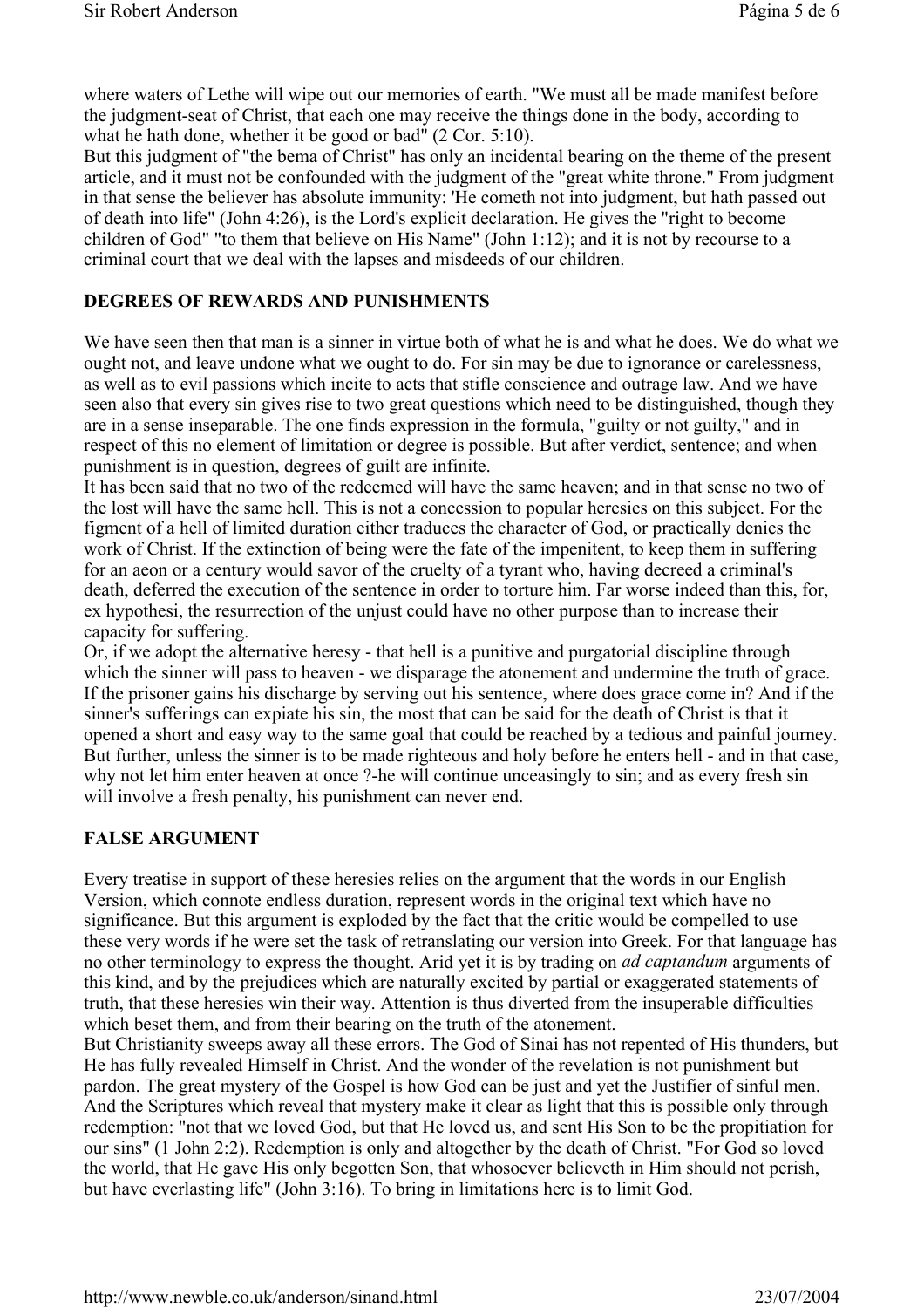where waters of Lethe will wipe out our memories of earth. "We must all be made manifest before the judgment-seat of Christ, that each one may receive the things done in the body, according to what he hath done, whether it be good or bad" (2 Cor. 5:10).

But this judgment of "the bema of Christ" has only an incidental bearing on the theme of the present article, and it must not be confounded with the judgment of the "great white throne." From judgment in that sense the believer has absolute immunity: 'He cometh not into judgment, but hath passed out of death into life" (John 4:26), is the Lord's explicit declaration. He gives the "right to become children of God" "to them that believe on His Name" (John 1:12); and it is not by recourse to a criminal court that we deal with the lapses and misdeeds of our children.

## DEGREES OF REWARDS AND PUNISHMENTS

We have seen then that man is a sinner in virtue both of what he is and what he does. We do what we ought not, and leave undone what we ought to do. For sin may be due to ignorance or carelessness, as well as to evil passions which incite to acts that stifle conscience and outrage law. And we have seen also that every sin gives rise to two great questions which need to be distinguished, though they are in a sense inseparable. The one finds expression in the formula, "guilty or not guilty," and in respect of this no element of limitation or degree is possible. But after verdict, sentence; and when punishment is in question, degrees of guilt are infinite.

It has been said that no two of the redeemed will have the same heaven; and in that sense no two of the lost will have the same hell. This is not a concession to popular heresies on this subject. For the figment of a hell of limited duration either traduces the character of God, or practically denies the work of Christ. If the extinction of being were the fate of the impenitent, to keep them in suffering for an aeon or a century would savor of the cruelty of a tyrant who, having decreed a criminal's death, deferred the execution of the sentence in order to torture him. Far worse indeed than this, for, ex hypothesi, the resurrection of the unjust could have no other purpose than to increase their capacity for suffering.

Or, if we adopt the alternative heresy - that hell is a punitive and purgatorial discipline through which the sinner will pass to heaven - we disparage the atonement and undermine the truth of grace. If the prisoner gains his discharge by serving out his sentence, where does grace come in? And if the sinner's sufferings can expiate his sin, the most that can be said for the death of Christ is that it opened a short and easy way to the same goal that could be reached by a tedious and painful journey. But further, unless the sinner is to be made righteous and holy before he enters hell - and in that case, why not let him enter heaven at once ?-he will continue unceasingly to sin; and as every fresh sin will involve a fresh penalty, his punishment can never end.

## FALSE ARGUMENT

Every treatise in support of these heresies relies on the argument that the words in our English Version, which connote endless duration, represent words in the original text which have no significance. But this argument is exploded by the fact that the critic would be compelled to use these very words if he were set the task of retranslating our version into Greek. For that language has no other terminology to express the thought. Arid yet it is by trading on *ad captandum* arguments of this kind, and by the prejudices which are naturally excited by partial or exaggerated statements of truth, that these heresies win their way. Attention is thus diverted from the insuperable difficulties which beset them, and from their bearing on the truth of the atonement.

But Christianity sweeps away all these errors. The God of Sinai has not repented of His thunders, but He has fully revealed Himself in Christ. And the wonder of the revelation is not punishment but pardon. The great mystery of the Gospel is how God can be just and yet the Justifier of sinful men. And the Scriptures which reveal that mystery make it clear as light that this is possible only through redemption: "not that we loved God, but that He loved us, and sent His Son to be the propitiation for our sins" (1 John 2:2). Redemption is only and altogether by the death of Christ. "For God so loved the world, that He gave His only begotten Son, that whosoever believeth in Him should not perish, but have everlasting life" (John 3:16). To bring in limitations here is to limit God.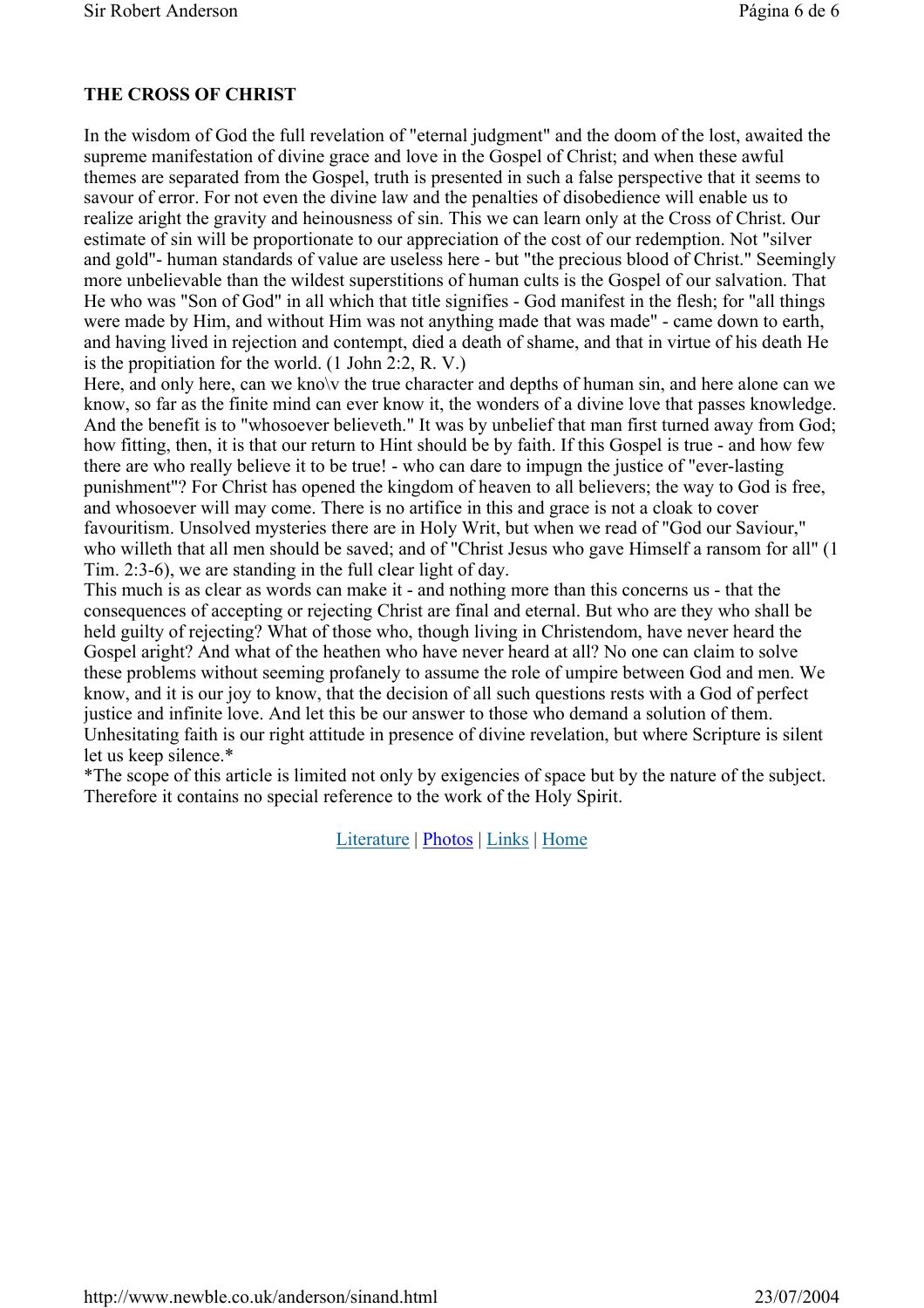**THE CROSS OF CHRIST**

In the wisdom of God the full revelation of "eternal judgment" and the doom of the lost, awaited the supreme manifestation of divine grace and love in the Gospel of Christ; and when these awful themes are separated from the Gospel, truth is presented in such a false perspective that it seems to savour of error. For not even the divine law and the penalties of disobedience will enable us to realize aright the gravity and heinousness of sin. This we can learn only at the Cross of Christ. Our estimate of sin will be proportionate to our appreciation of the cost of our redemption. Not "silver and gold"- human standards of value are useless here - but "the precious blood of Christ." Seemingly more unbelievable than the wildest superstitions of human cults is the Gospel of our salvation. That He who was "Son of God" in all which that title signifies - God manifest in the flesh; for "all things were made by Him, and without Him was not anything made that was made" - came down to earth, and having lived in rejection and contempt, died a death of shame, and that in virtue of his death He is the propitiation for the world. (1 John 2:2, R. V.)

Here, and only here, can we kno\v the true character and depths of human sin, and here alone can we know, so far as the finite mind can ever know it, the wonders of a divine love that passes knowledge. And the benefit is to "whosoever believeth." It was by unbelief that man first turned away from God; how fitting, then, it is that our return to Hint should be by faith. If this Gospel is true - and how few there are who really believe it to be true! - who can dare to impugn the justice of "ever-lasting punishment"? For Christ has opened the kingdom of heaven to all believers; the way to God is free, and whosoever will may come. There is no artifice in this and grace is not a cloak to cover favouritism. Unsolved mysteries there are in Holy Writ, but when we read of "God our Saviour," who willeth that all men should be saved; and of "Christ Jesus who gave Himself a ransom for all" (1 Tim. 2:3-6), we are standing in the full clear light of day.

This much is as clear as words can make it - and nothing more than this concerns us - that the consequences of accepting or rejecting Christ are final and eternal. But who are they who shall be held guilty of rejecting? What of those who, though living in Christendom, have never heard the Gospel aright? And what of the heathen who have never heard at all? No one can claim to solve these problems without seeming profanely to assume the role of umpire between God and men. We know, and it is our joy to know, that the decision of all such questions rests with a God of perfect justice and infinite love. And let this be our answer to those who demand a solution of them. Unhesitating faith is our right attitude in presence of divine revelation, but where Scripture is silent let us keep silence.*

*The scope of this article is limited not only by exigencies of space but by the nature of the subject. Therefore it contains no special reference to the work of the Holy Spirit.

Literature | Photos | Links | Home